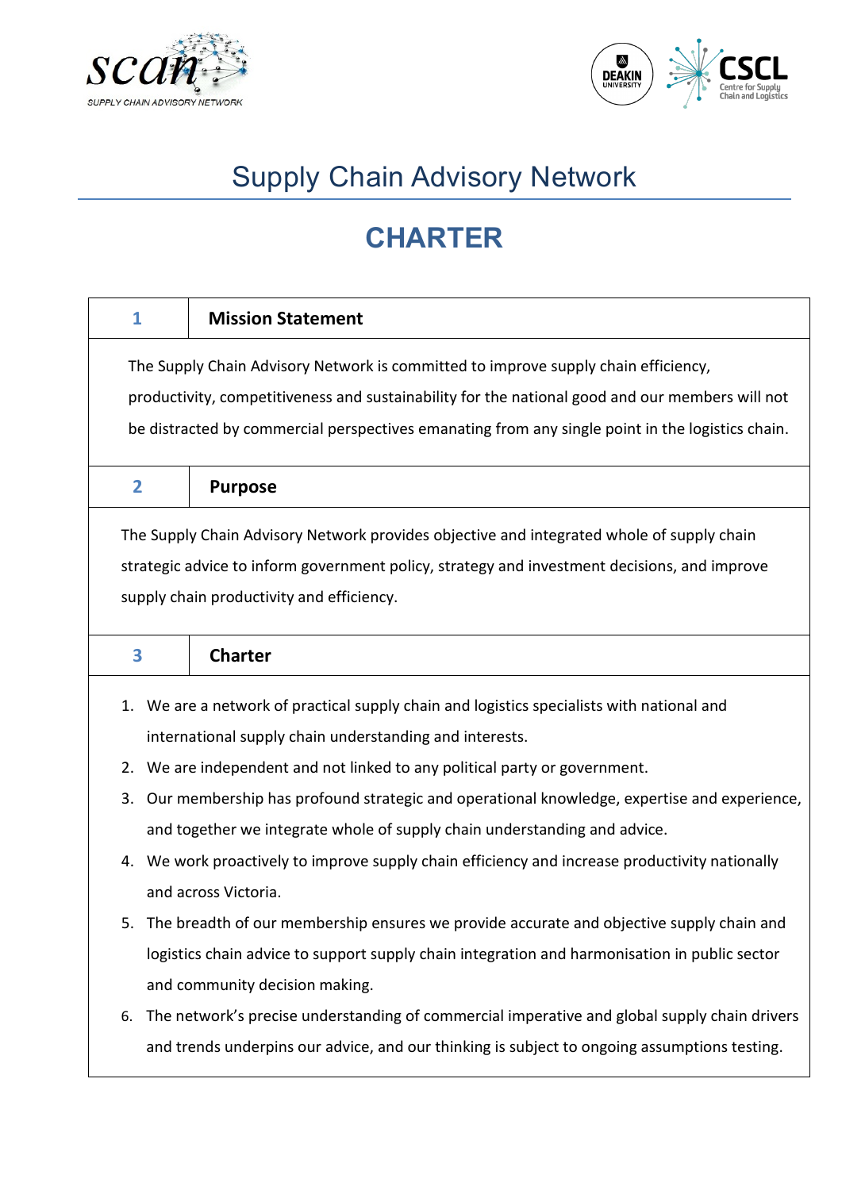SUPPLY CHAIN ADVISORY NETWORK

# Supply Chain Advisory Network

## CHARTER

### 1 Mission Statement

The Supply Chain Advisory Network is committed to improve supply chain efficiency, productivity, competitiveness and sustainability for the national good and our members will not be distracted by commercial perspectives emanating from any single point in the logistics chain.

### 2 Purpose

The Supply Chain Advisory Network provides objective and integrated whole of supply chain strategic advice to inform government policy, strategy and investment decisions, and improve supply chain productivity and efficiency.

### 3 Charter

1. We are a network of practical supply chain and logistics specialists with national and international supply chain understanding and interests.
2. We are independent and not linked to any political party or government.
3. Our membership has profound strategic and operational knowledge, expertise and experience, and together we integrate whole of supply chain understanding and advice.
4. We work proactively to improve supply chain efficiency and increase productivity nationally and across Victoria.
5. The breadth of our membership ensures we provide accurate and objective supply chain and logistics chain advice to support supply chain integration and harmonisation in public sector and community decision making.
6. The network's precise understanding of commercial imperative and global supply chain drivers and trends underpins our advice, and our thinking is subject to ongoing assumptions testing.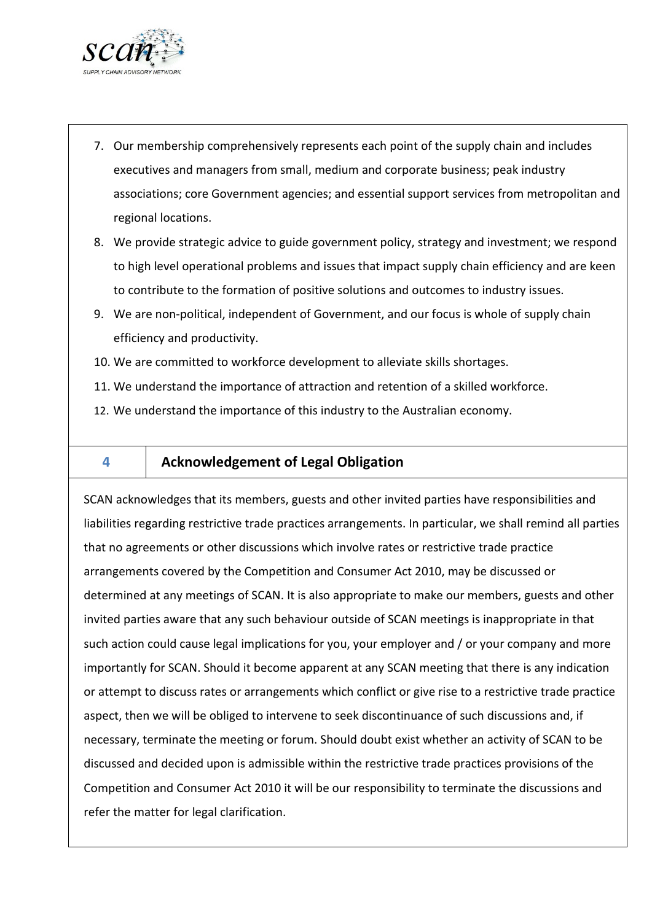7. Our membership comprehensively represents each point of the supply chain and includes executives and managers from small, medium and corporate business; peak industry associations; core Government agencies; and essential support services from metropolitan and regional locations.
8. We provide strategic advice to guide government policy, strategy and investment; we respond to high level operational problems and issues that impact supply chain efficiency and are keen to contribute to the formation of positive solutions and outcomes to industry issues.
9. We are non-political, independent of Government, and our focus is whole of supply chain efficiency and productivity.
10. We are committed to workforce development to alleviate skills shortages.
11. We understand the importance of attraction and retention of a skilled workforce.
12. We understand the importance of this industry to the Australian economy.

## 4 Acknowledgement of Legal Obligation

SCAN acknowledges that its members, guests and other invited parties have responsibilities and liabilities regarding restrictive trade practices arrangements. In particular, we shall remind all parties that no agreements or other discussions which involve rates or restrictive trade practice arrangements covered by the Competition and Consumer Act 2010, may be discussed or determined at any meetings of SCAN. It is also appropriate to make our members, guests and other invited parties aware that any such behaviour outside of SCAN meetings is inappropriate in that such action could cause legal implications for you, your employer and / or your company and more importantly for SCAN. Should it become apparent at any SCAN meeting that there is any indication or attempt to discuss rates or arrangements which conflict or give rise to a restrictive trade practice aspect, then we will be obliged to intervene to seek discontinuance of such discussions and, if necessary, terminate the meeting or forum. Should doubt exist whether an activity of SCAN to be discussed and decided upon is admissible within the restrictive trade practices provisions of the Competition and Consumer Act 2010 it will be our responsibility to terminate the discussions and refer the matter for legal clarification.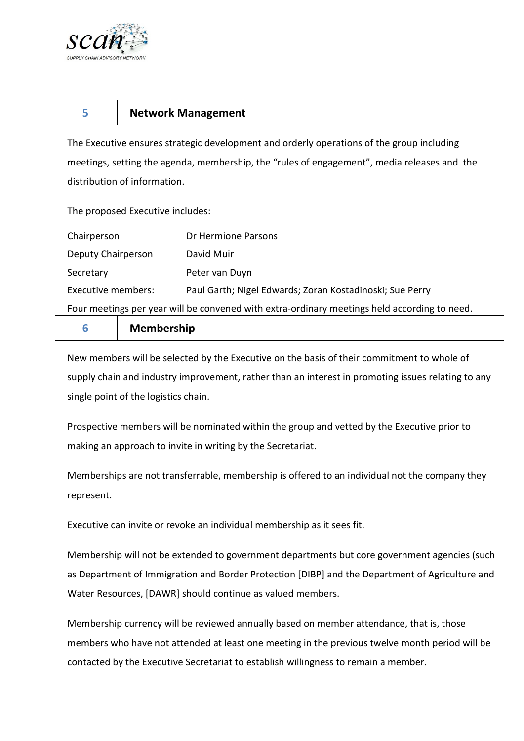## 5 Network Management

The Executive ensures strategic development and orderly operations of the group including meetings, setting the agenda, membership, the "rules of engagement", media releases and the distribution of information.

The proposed Executive includes:

| | |
|---|---|
| Chairperson | Dr Hermione Parsons |
| Deputy Chairperson | David Muir |
| Secretary | Peter van Duyn |
| Executive members: | Paul Garth; Nigel Edwards; Zoran Kostadinoski; Sue Perry |

Four meetings per year will be convened with extra-ordinary meetings held according to need.

## 6 Membership

New members will be selected by the Executive on the basis of their commitment to whole of supply chain and industry improvement, rather than an interest in promoting issues relating to any single point of the logistics chain.

Prospective members will be nominated within the group and vetted by the Executive prior to making an approach to invite in writing by the Secretariat.

Memberships are not transferrable, membership is offered to an individual not the company they represent.

Executive can invite or revoke an individual membership as it sees fit.

Membership will not be extended to government departments but core government agencies (such as Department of Immigration and Border Protection [DIBP] and the Department of Agriculture and Water Resources, [DAWR] should continue as valued members.

Membership currency will be reviewed annually based on member attendance, that is, those members who have not attended at least one meeting in the previous twelve month period will be contacted by the Executive Secretariat to establish willingness to remain a member.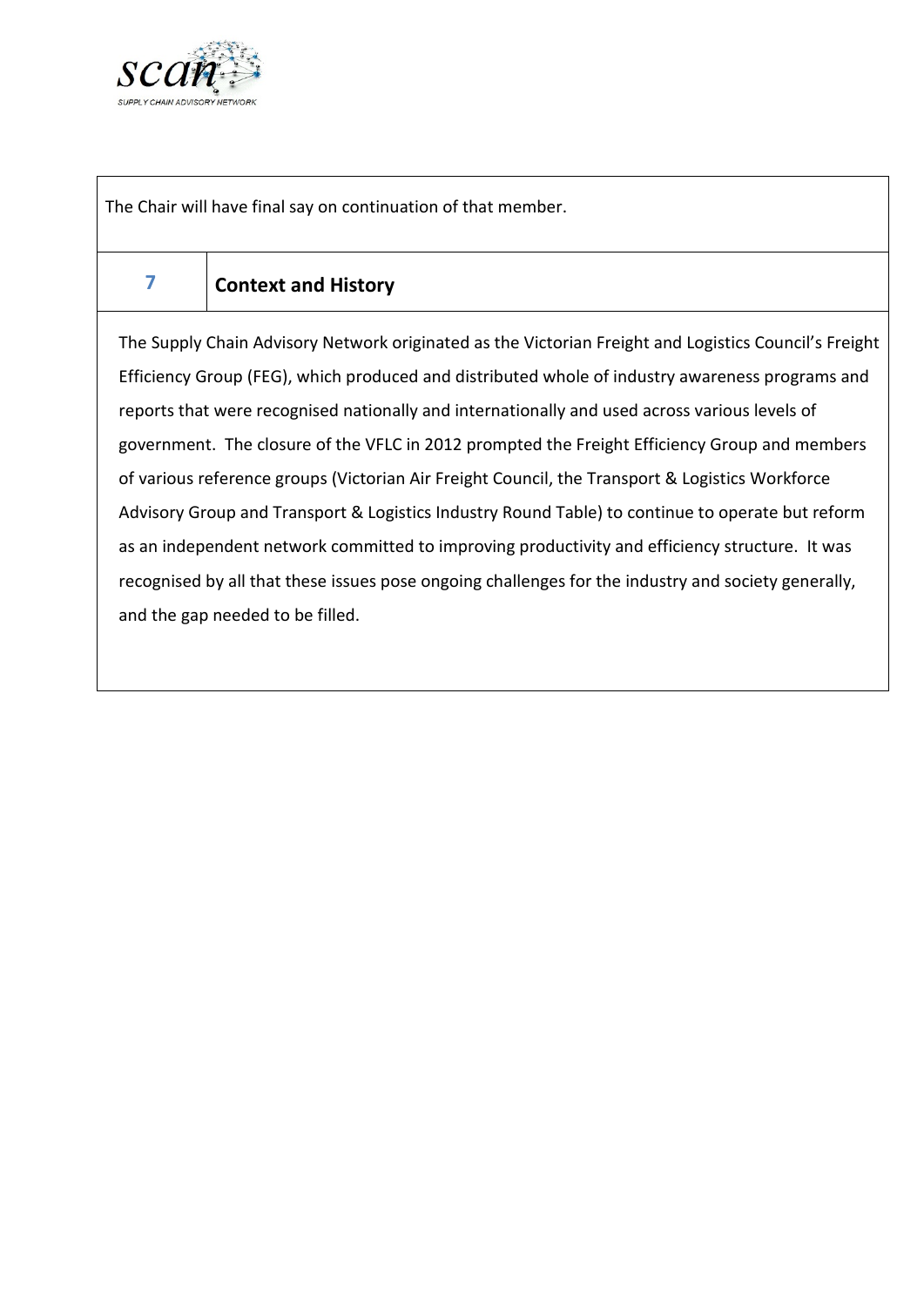The Chair will have final say on continuation of that member.

## 7 Context and History

The Supply Chain Advisory Network originated as the Victorian Freight and Logistics Council's Freight Efficiency Group (FEG), which produced and distributed whole of industry awareness programs and reports that were recognised nationally and internationally and used across various levels of government. The closure of the VFLC in 2012 prompted the Freight Efficiency Group and members of various reference groups (Victorian Air Freight Council, the Transport & Logistics Workforce Advisory Group and Transport & Logistics Industry Round Table) to continue to operate but reform as an independent network committed to improving productivity and efficiency structure. It was recognised by all that these issues pose ongoing challenges for the industry and society generally, and the gap needed to be filled.